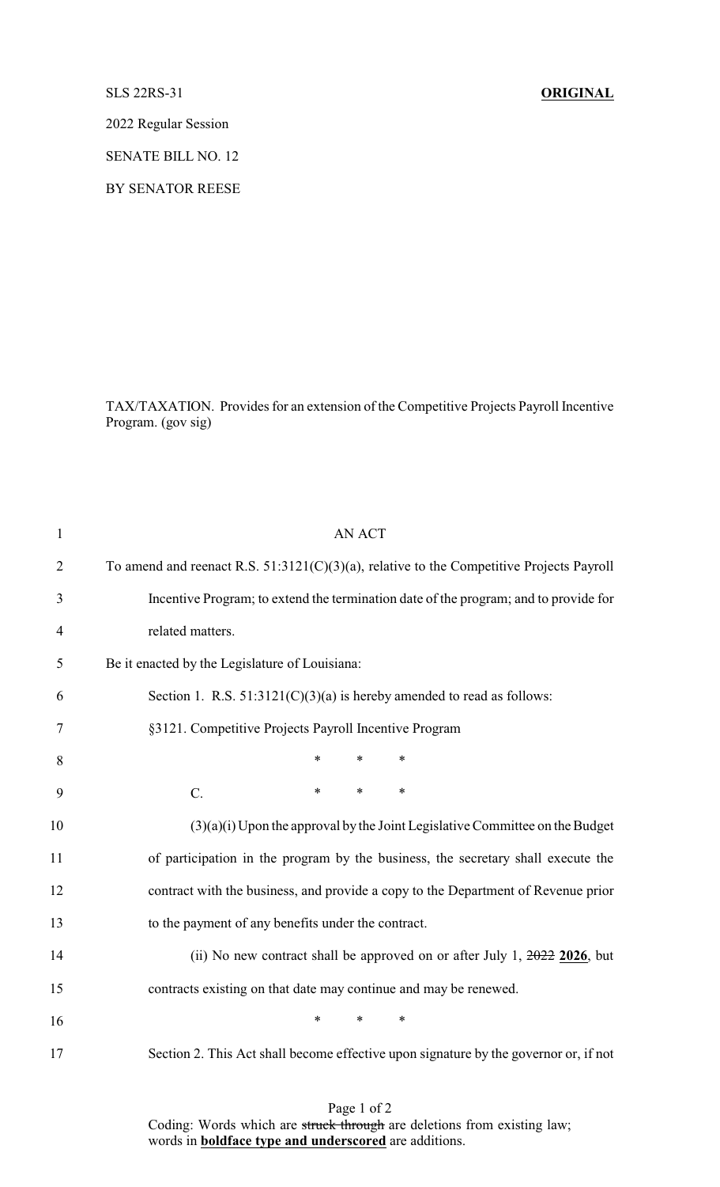SLS 22RS-31 **ORIGINAL**

2022 Regular Session

SENATE BILL NO. 12

BY SENATOR REESE

TAX/TAXATION. Provides for an extension of the Competitive Projects Payroll Incentive Program. (gov sig)

1 AN ACT

2 To amend and reenact R.S. 51:3121(C)(3)(a), relative to the Competitive Projects Payroll

3 Incentive Program; to extend the termination date of the program; and to provide for

4 related matters.

5 Be it enacted by the Legislature of Louisiana:

6 Section 1. R.S. 51:3121(C)(3)(a) is hereby amended to read as follows:

7 §3121. Competitive Projects Payroll Incentive Program

8 * * *

9 C. * * *

10 (3)(a)(i) Upon the approval by the Joint Legislative Committee on the Budget

11 of participation in the program by the business, the secretary shall execute the

12 contract with the business, and provide a copy to the Department of Revenue prior

13 to the payment of any benefits under the contract.

14 (ii) No new contract shall be approved on or after July 1, ~~2022~~ **<u>2026</u>**, but

15 contracts existing on that date may continue and may be renewed.

16 * * *

17 Section 2. This Act shall become effective upon signature by the governor or, if not

Coding: Words which are ~~struck through~~ are deletions from existing law; words in **<u>boldface type and underscored</u>** are additions.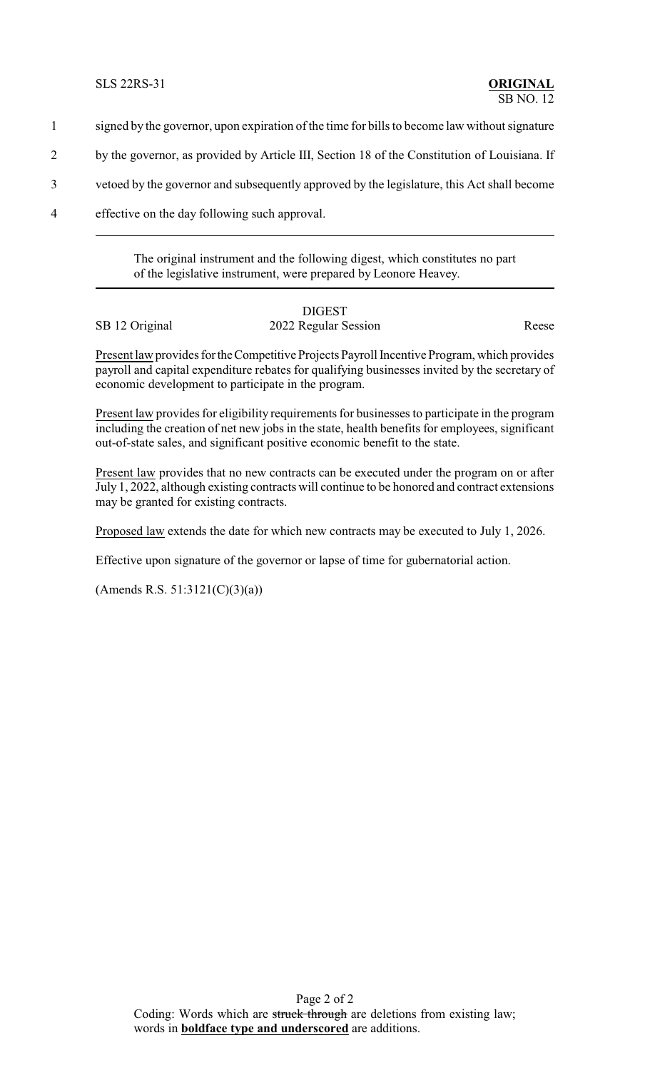signed by the governor, upon expiration of the time for bills to become law without signature by the governor, as provided by Article III, Section 18 of the Constitution of Louisiana. If vetoed by the governor and subsequently approved by the legislature, this Act shall become effective on the day following such approval.

---

The original instrument and the following digest, which constitutes no part of the legislative instrument, were prepared by Leonore Heavey.

---

DIGEST

SB 12 Original — 2022 Regular Session — Reese

Present law provides for the Competitive Projects Payroll Incentive Program, which provides payroll and capital expenditure rebates for qualifying businesses invited by the secretary of economic development to participate in the program.

Present law provides for eligibility requirements for businesses to participate in the program including the creation of net new jobs in the state, health benefits for employees, significant out-of-state sales, and significant positive economic benefit to the state.

Present law provides that no new contracts can be executed under the program on or after July 1, 2022, although existing contracts will continue to be honored and contract extensions may be granted for existing contracts.

Proposed law extends the date for which new contracts may be executed to July 1, 2026.

Effective upon signature of the governor or lapse of time for gubernatorial action.

(Amends R.S. 51:3121(C)(3)(a))

Coding: Words which are ~~struck through~~ are deletions from existing law; words in **boldface type and underscored** are additions.